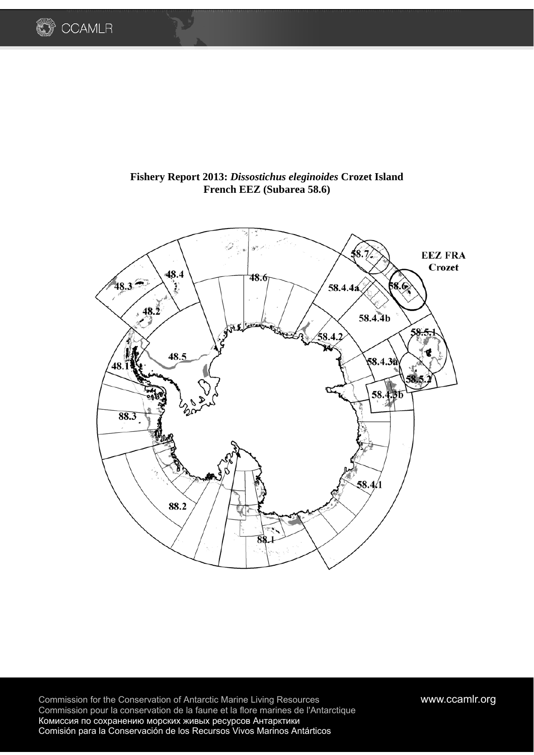# Fishery Report 2013: *Dissostichus eleginoides* Crozet Island French EEZ (Subarea 58.6)

Commission for the Conservation of Antarctic Marine Living Resources
Commission pour la conservation de la faune et la flore marines de l'Antarctique
Комиссия по сохранению морских живых ресурсов Антарктики
Comisión para la Conservación de los Recursos Vivos Marinos Antárticos

www.ccamlr.org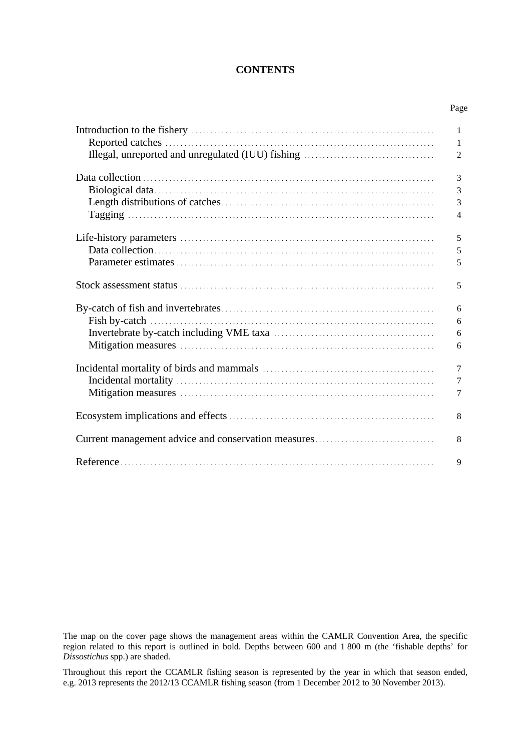# CONTENTS

| | Page |
|---|---|
| Introduction to the fishery | 1 |
| Reported catches | 1 |
| Illegal, unreported and unregulated (IUU) fishing | 2 |
| Data collection | 3 |
| Biological data | 3 |
| Length distributions of catches | 3 |
| Tagging | 4 |
| Life-history parameters | 5 |
| Data collection | 5 |
| Parameter estimates | 5 |
| Stock assessment status | 5 |
| By-catch of fish and invertebrates | 6 |
| Fish by-catch | 6 |
| Invertebrate by-catch including VME taxa | 6 |
| Mitigation measures | 6 |
| Incidental mortality of birds and mammals | 7 |
| Incidental mortality | 7 |
| Mitigation measures | 7 |
| Ecosystem implications and effects | 8 |
| Current management advice and conservation measures | 8 |
| Reference | 9 |

The map on the cover page shows the management areas within the CAMLR Convention Area, the specific region related to this report is outlined in bold. Depths between 600 and 1 800 m (the 'fishable depths' for *Dissostichus* spp.) are shaded.

Throughout this report the CCAMLR fishing season is represented by the year in which that season ended, e.g. 2013 represents the 2012/13 CCAMLR fishing season (from 1 December 2012 to 30 November 2013).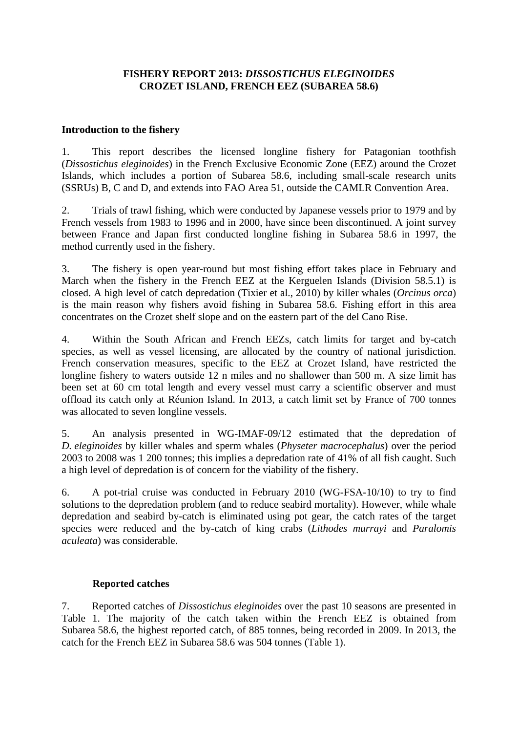**FISHERY REPORT 2013: *DISSOSTICHUS ELEGINOIDES***
**CROZET ISLAND, FRENCH EEZ (SUBAREA 58.6)**

### Introduction to the fishery

1. This report describes the licensed longline fishery for Patagonian toothfish (*Dissostichus eleginoides*) in the French Exclusive Economic Zone (EEZ) around the Crozet Islands, which includes a portion of Subarea 58.6, including small-scale research units (SSRUs) B, C and D, and extends into FAO Area 51, outside the CAMLR Convention Area.

2. Trials of trawl fishing, which were conducted by Japanese vessels prior to 1979 and by French vessels from 1983 to 1996 and in 2000, have since been discontinued. A joint survey between France and Japan first conducted longline fishing in Subarea 58.6 in 1997, the method currently used in the fishery.

3. The fishery is open year-round but most fishing effort takes place in February and March when the fishery in the French EEZ at the Kerguelen Islands (Division 58.5.1) is closed. A high level of catch depredation (Tixier et al., 2010) by killer whales (*Orcinus orca*) is the main reason why fishers avoid fishing in Subarea 58.6. Fishing effort in this area concentrates on the Crozet shelf slope and on the eastern part of the del Cano Rise.

4. Within the South African and French EEZs, catch limits for target and by-catch species, as well as vessel licensing, are allocated by the country of national jurisdiction. French conservation measures, specific to the EEZ at Crozet Island, have restricted the longline fishery to waters outside 12 n miles and no shallower than 500 m. A size limit has been set at 60 cm total length and every vessel must carry a scientific observer and must offload its catch only at Réunion Island. In 2013, a catch limit set by France of 700 tonnes was allocated to seven longline vessels.

5. An analysis presented in WG-IMAF-09/12 estimated that the depredation of *D. eleginoides* by killer whales and sperm whales (*Physeter macrocephalus*) over the period 2003 to 2008 was 1 200 tonnes; this implies a depredation rate of 41% of all fish caught. Such a high level of depredation is of concern for the viability of the fishery.

6. A pot-trial cruise was conducted in February 2010 (WG-FSA-10/10) to try to find solutions to the depredation problem (and to reduce seabird mortality). However, while whale depredation and seabird by-catch is eliminated using pot gear, the catch rates of the target species were reduced and the by-catch of king crabs (*Lithodes murrayi* and *Paralomis aculeata*) was considerable.

#### Reported catches

7. Reported catches of *Dissostichus eleginoides* over the past 10 seasons are presented in Table 1. The majority of the catch taken within the French EEZ is obtained from Subarea 58.6, the highest reported catch, of 885 tonnes, being recorded in 2009. In 2013, the catch for the French EEZ in Subarea 58.6 was 504 tonnes (Table 1).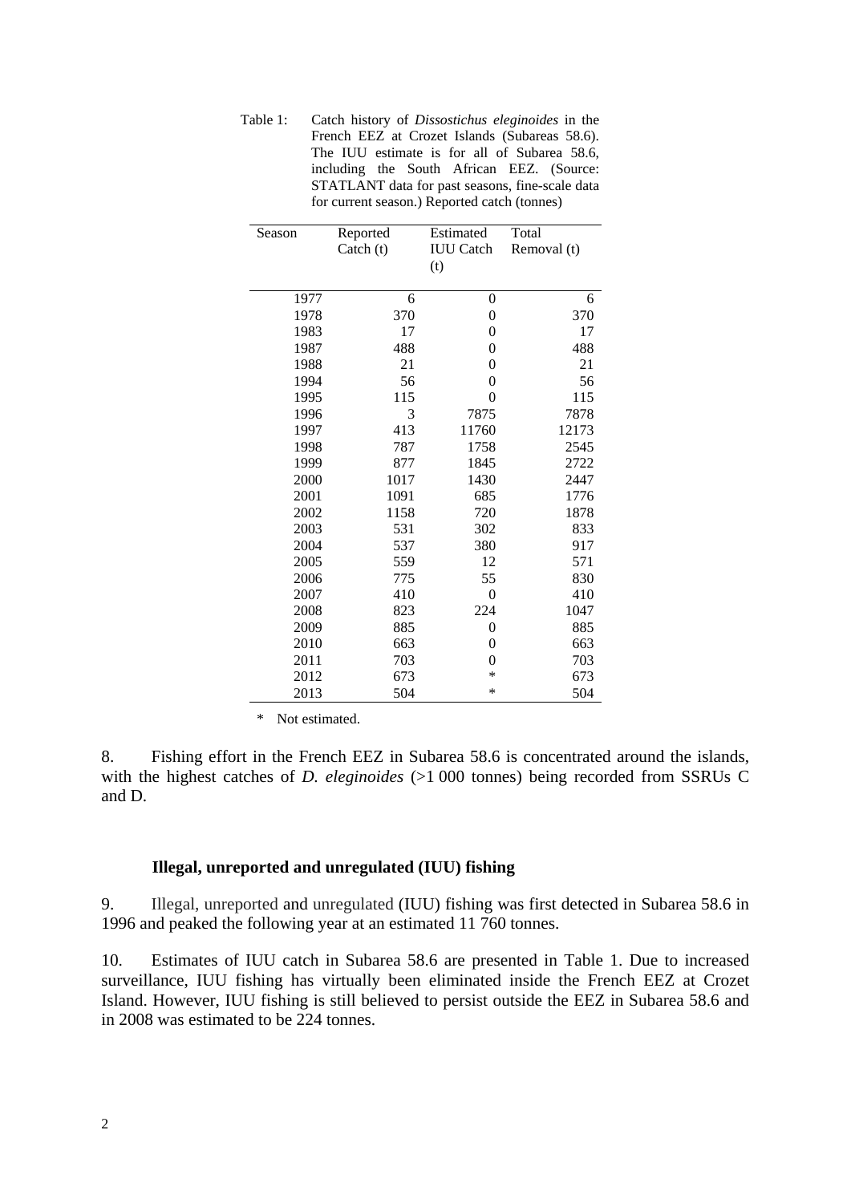Table 1: Catch history of *Dissostichus eleginoides* in the French EEZ at Crozet Islands (Subareas 58.6). The IUU estimate is for all of Subarea 58.6, including the South African EEZ. (Source: STATLANT data for past seasons, fine-scale data for current season.) Reported catch (tonnes)

| Season | Reported Catch (t) | Estimated IUU Catch (t) | Total Removal (t) |
|---|---|---|---|
| 1977 | 6 | 0 | 6 |
| 1978 | 370 | 0 | 370 |
| 1983 | 17 | 0 | 17 |
| 1987 | 488 | 0 | 488 |
| 1988 | 21 | 0 | 21 |
| 1994 | 56 | 0 | 56 |
| 1995 | 115 | 0 | 115 |
| 1996 | 3 | 7875 | 7878 |
| 1997 | 413 | 11760 | 12173 |
| 1998 | 787 | 1758 | 2545 |
| 1999 | 877 | 1845 | 2722 |
| 2000 | 1017 | 1430 | 2447 |
| 2001 | 1091 | 685 | 1776 |
| 2002 | 1158 | 720 | 1878 |
| 2003 | 531 | 302 | 833 |
| 2004 | 537 | 380 | 917 |
| 2005 | 559 | 12 | 571 |
| 2006 | 775 | 55 | 830 |
| 2007 | 410 | 0 | 410 |
| 2008 | 823 | 224 | 1047 |
| 2009 | 885 | 0 | 885 |
| 2010 | 663 | 0 | 663 |
| 2011 | 703 | 0 | 703 |
| 2012 | 673 | * | 673 |
| 2013 | 504 | * | 504 |

\* Not estimated.

8. Fishing effort in the French EEZ in Subarea 58.6 is concentrated around the islands, with the highest catches of *D. eleginoides* (>1 000 tonnes) being recorded from SSRUs C and D.

### Illegal, unreported and unregulated (IUU) fishing

9. Illegal, unreported and unregulated (IUU) fishing was first detected in Subarea 58.6 in 1996 and peaked the following year at an estimated 11 760 tonnes.

10. Estimates of IUU catch in Subarea 58.6 are presented in Table 1. Due to increased surveillance, IUU fishing has virtually been eliminated inside the French EEZ at Crozet Island. However, IUU fishing is still believed to persist outside the EEZ in Subarea 58.6 and in 2008 was estimated to be 224 tonnes.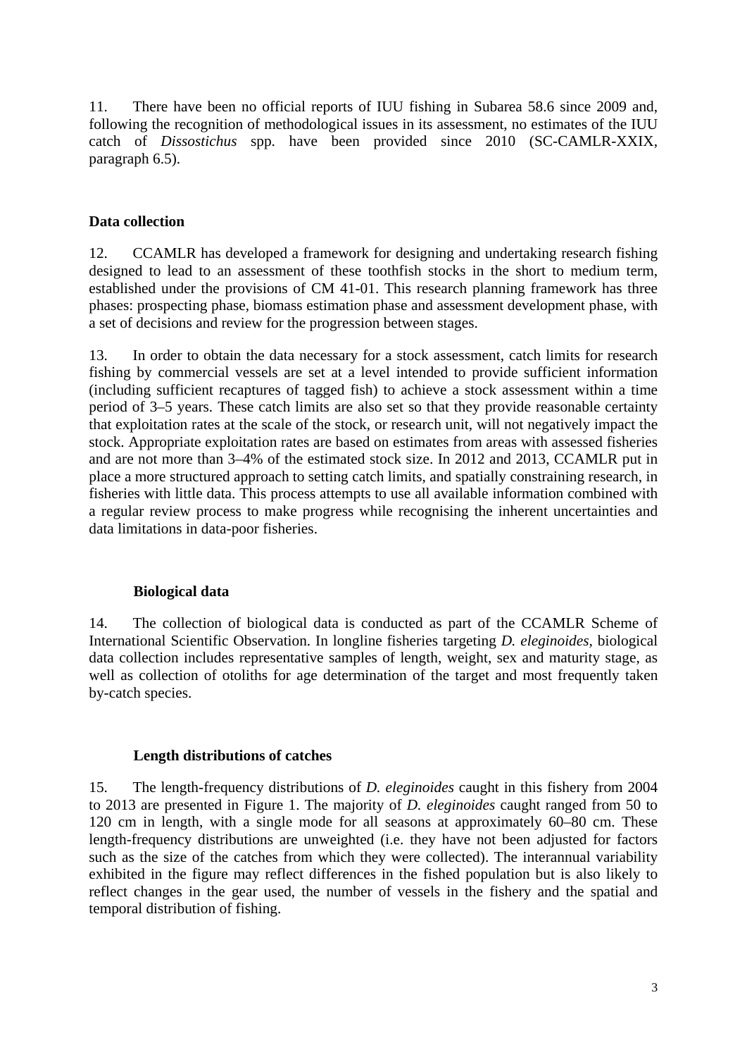11. There have been no official reports of IUU fishing in Subarea 58.6 since 2009 and, following the recognition of methodological issues in its assessment, no estimates of the IUU catch of *Dissostichus* spp. have been provided since 2010 (SC-CAMLR-XXIX, paragraph 6.5).

## Data collection

12. CCAMLR has developed a framework for designing and undertaking research fishing designed to lead to an assessment of these toothfish stocks in the short to medium term, established under the provisions of CM 41-01. This research planning framework has three phases: prospecting phase, biomass estimation phase and assessment development phase, with a set of decisions and review for the progression between stages.

13. In order to obtain the data necessary for a stock assessment, catch limits for research fishing by commercial vessels are set at a level intended to provide sufficient information (including sufficient recaptures of tagged fish) to achieve a stock assessment within a time period of 3–5 years. These catch limits are also set so that they provide reasonable certainty that exploitation rates at the scale of the stock, or research unit, will not negatively impact the stock. Appropriate exploitation rates are based on estimates from areas with assessed fisheries and are not more than 3–4% of the estimated stock size. In 2012 and 2013, CCAMLR put in place a more structured approach to setting catch limits, and spatially constraining research, in fisheries with little data. This process attempts to use all available information combined with a regular review process to make progress while recognising the inherent uncertainties and data limitations in data-poor fisheries.

### Biological data

14. The collection of biological data is conducted as part of the CCAMLR Scheme of International Scientific Observation. In longline fisheries targeting *D. eleginoides*, biological data collection includes representative samples of length, weight, sex and maturity stage, as well as collection of otoliths for age determination of the target and most frequently taken by-catch species.

### Length distributions of catches

15. The length-frequency distributions of *D. eleginoides* caught in this fishery from 2004 to 2013 are presented in Figure 1. The majority of *D. eleginoides* caught ranged from 50 to 120 cm in length, with a single mode for all seasons at approximately 60–80 cm. These length-frequency distributions are unweighted (i.e. they have not been adjusted for factors such as the size of the catches from which they were collected). The interannual variability exhibited in the figure may reflect differences in the fished population but is also likely to reflect changes in the gear used, the number of vessels in the fishery and the spatial and temporal distribution of fishing.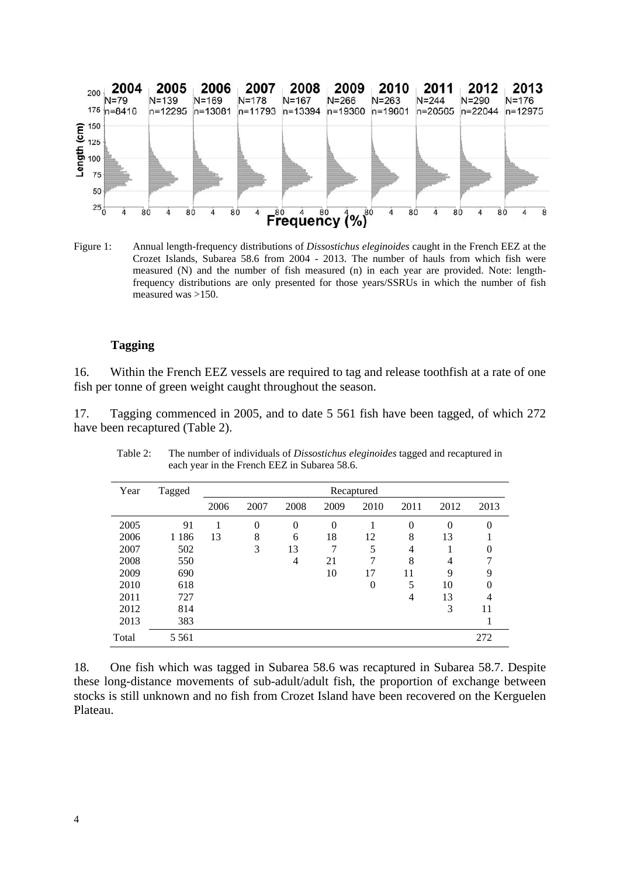Figure 1: Annual length-frequency distributions of *Dissostichus eleginoides* caught in the French EEZ at the Crozet Islands, Subarea 58.6 from 2004 - 2013. The number of hauls from which fish were measured (N) and the number of fish measured (n) in each year are provided. Note: length-frequency distributions are only presented for those years/SSRUs in which the number of fish measured was >150.

### Tagging

16. Within the French EEZ vessels are required to tag and release toothfish at a rate of one fish per tonne of green weight caught throughout the season.

17. Tagging commenced in 2005, and to date 5 561 fish have been tagged, of which 272 have been recaptured (Table 2).

Table 2: The number of individuals of *Dissostichus eleginoides* tagged and recaptured in each year in the French EEZ in Subarea 58.6.

| Year | Tagged | Recaptured | | | | | | | |
|---|---|---|---|---|---|---|---|---|---|
| | | 2006 | 2007 | 2008 | 2009 | 2010 | 2011 | 2012 | 2013 |
| 2005 | 91 | 1 | 0 | 0 | 0 | 1 | 0 | 0 | 0 |
| 2006 | 1 186 | 13 | 8 | 6 | 18 | 12 | 8 | 13 | 1 |
| 2007 | 502 | | 3 | 13 | 7 | 5 | 4 | 1 | 0 |
| 2008 | 550 | | | 4 | 21 | 7 | 8 | 4 | 7 |
| 2009 | 690 | | | | 10 | 17 | 11 | 9 | 9 |
| 2010 | 618 | | | | | 0 | 5 | 10 | 0 |
| 2011 | 727 | | | | | | 4 | 13 | 4 |
| 2012 | 814 | | | | | | | 3 | 11 |
| 2013 | 383 | | | | | | | | 1 |
| Total | 5 561 | | | | | | | | 272 |

18. One fish which was tagged in Subarea 58.6 was recaptured in Subarea 58.7. Despite these long-distance movements of sub-adult/adult fish, the proportion of exchange between stocks is still unknown and no fish from Crozet Island have been recovered on the Kerguelen Plateau.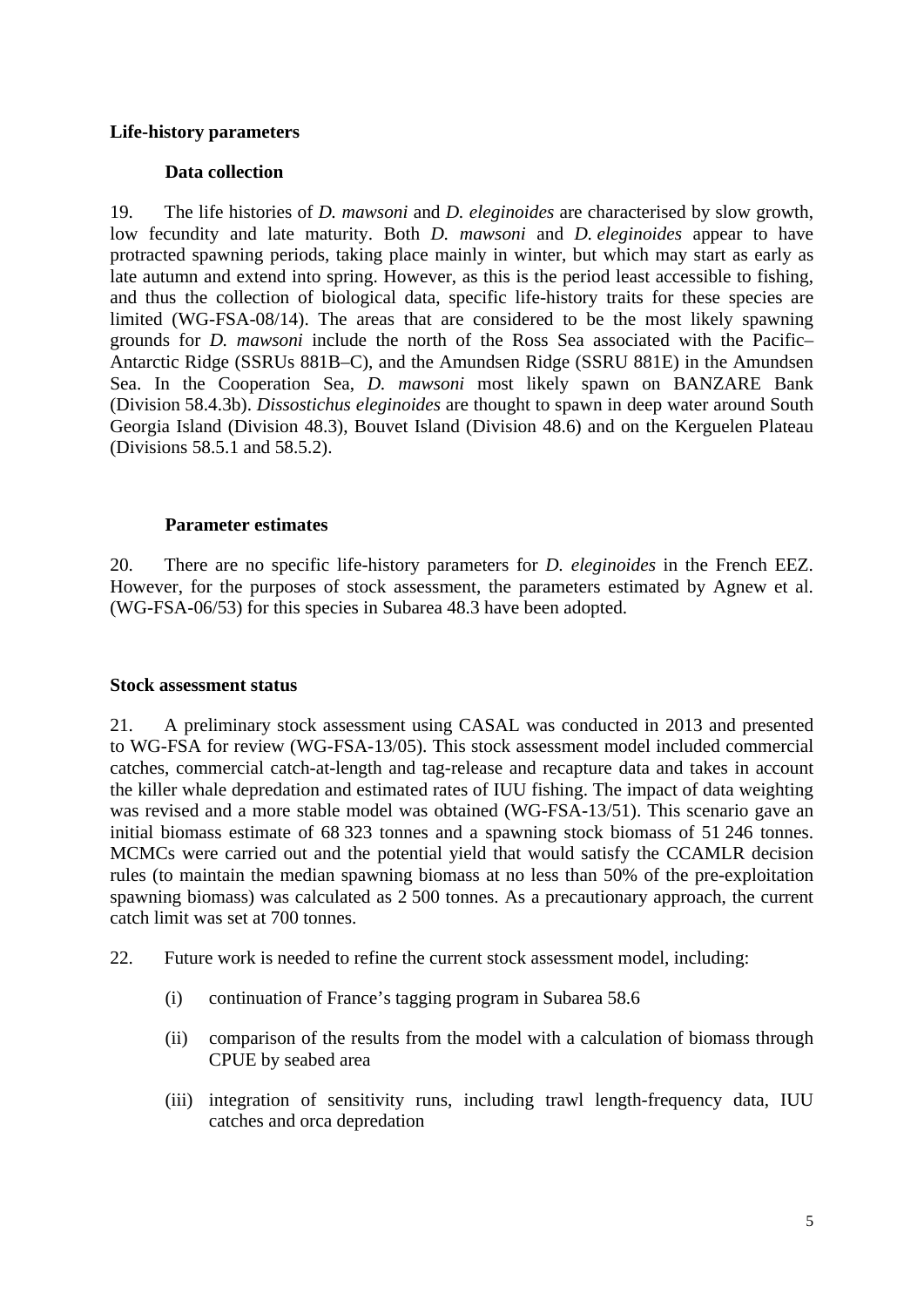## Life-history parameters

### Data collection

19. The life histories of *D. mawsoni* and *D. eleginoides* are characterised by slow growth, low fecundity and late maturity. Both *D. mawsoni* and *D. eleginoides* appear to have protracted spawning periods, taking place mainly in winter, but which may start as early as late autumn and extend into spring. However, as this is the period least accessible to fishing, and thus the collection of biological data, specific life-history traits for these species are limited (WG-FSA-08/14). The areas that are considered to be the most likely spawning grounds for *D. mawsoni* include the north of the Ross Sea associated with the Pacific–Antarctic Ridge (SSRUs 881B–C), and the Amundsen Ridge (SSRU 881E) in the Amundsen Sea. In the Cooperation Sea, *D. mawsoni* most likely spawn on BANZARE Bank (Division 58.4.3b). *Dissostichus eleginoides* are thought to spawn in deep water around South Georgia Island (Division 48.3), Bouvet Island (Division 48.6) and on the Kerguelen Plateau (Divisions 58.5.1 and 58.5.2).

### Parameter estimates

20. There are no specific life-history parameters for *D. eleginoides* in the French EEZ. However, for the purposes of stock assessment, the parameters estimated by Agnew et al. (WG-FSA-06/53) for this species in Subarea 48.3 have been adopted.

## Stock assessment status

21. A preliminary stock assessment using CASAL was conducted in 2013 and presented to WG-FSA for review (WG-FSA-13/05). This stock assessment model included commercial catches, commercial catch-at-length and tag-release and recapture data and takes in account the killer whale depredation and estimated rates of IUU fishing. The impact of data weighting was revised and a more stable model was obtained (WG-FSA-13/51). This scenario gave an initial biomass estimate of 68 323 tonnes and a spawning stock biomass of 51 246 tonnes. MCMCs were carried out and the potential yield that would satisfy the CCAMLR decision rules (to maintain the median spawning biomass at no less than 50% of the pre-exploitation spawning biomass) was calculated as 2 500 tonnes. As a precautionary approach, the current catch limit was set at 700 tonnes.

22. Future work is needed to refine the current stock assessment model, including:

(i) continuation of France's tagging program in Subarea 58.6

(ii) comparison of the results from the model with a calculation of biomass through CPUE by seabed area

(iii) integration of sensitivity runs, including trawl length-frequency data, IUU catches and orca depredation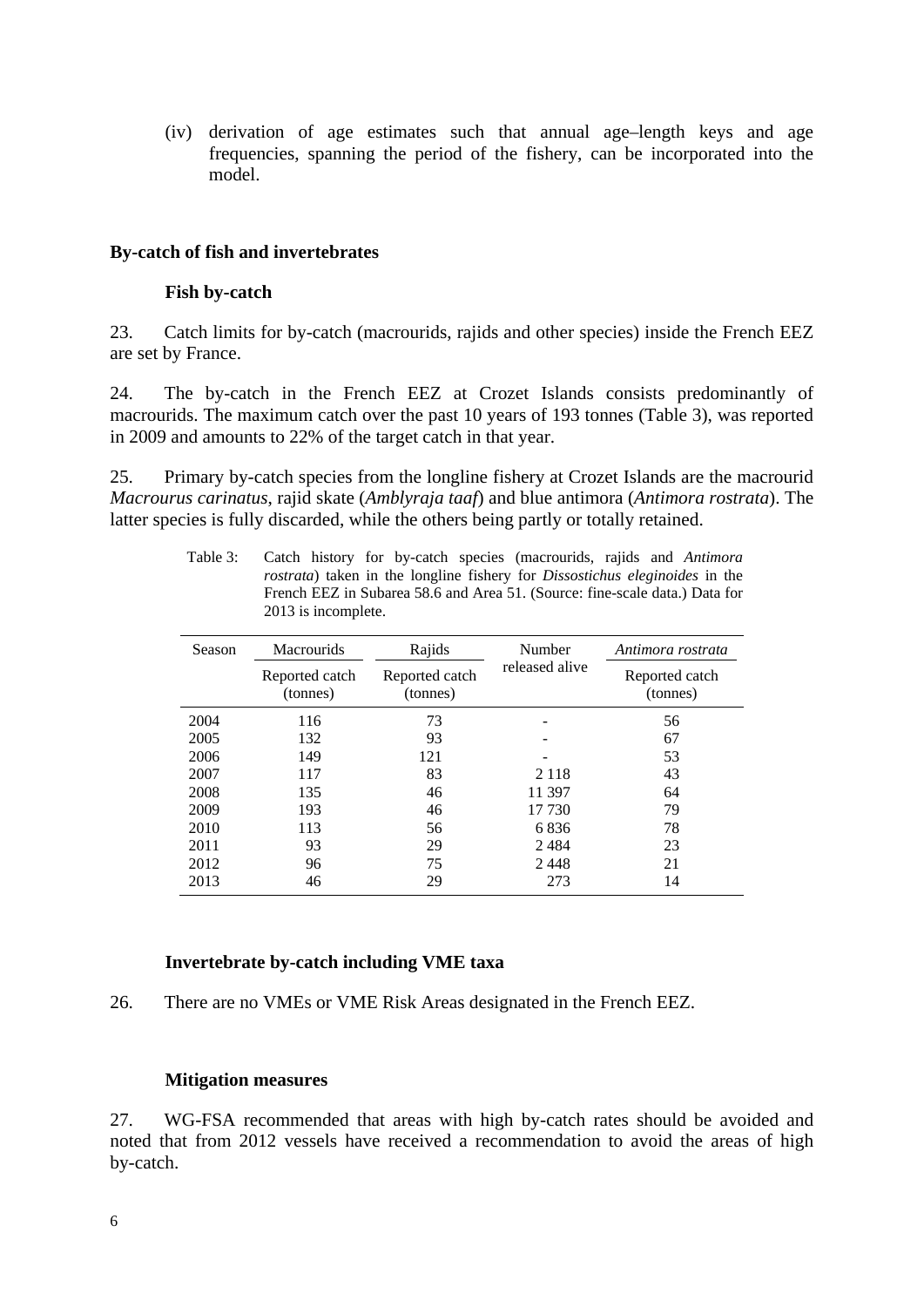(iv) derivation of age estimates such that annual age–length keys and age frequencies, spanning the period of the fishery, can be incorporated into the model.

## By-catch of fish and invertebrates

### Fish by-catch

23. Catch limits for by-catch (macrourids, rajids and other species) inside the French EEZ are set by France.

24. The by-catch in the French EEZ at Crozet Islands consists predominantly of macrourids. The maximum catch over the past 10 years of 193 tonnes (Table 3), was reported in 2009 and amounts to 22% of the target catch in that year.

25. Primary by-catch species from the longline fishery at Crozet Islands are the macrourid *Macrourus carinatus*, rajid skate (*Amblyraja taaf*) and blue antimora (*Antimora rostrata*). The latter species is fully discarded, while the others being partly or totally retained.

Table 3: Catch history for by-catch species (macrourids, rajids and *Antimora rostrata*) taken in the longline fishery for *Dissostichus eleginoides* in the French EEZ in Subarea 58.6 and Area 51. (Source: fine-scale data.) Data for 2013 is incomplete.

| Season | Macrourids | Rajids | Number released alive | *Antimora rostrata* |
|---|---|---|---|---|
| | Reported catch (tonnes) | Reported catch (tonnes) | | Reported catch (tonnes) |
| 2004 | 116 | 73 | - | 56 |
| 2005 | 132 | 93 | - | 67 |
| 2006 | 149 | 121 | - | 53 |
| 2007 | 117 | 83 | 2 118 | 43 |
| 2008 | 135 | 46 | 11 397 | 64 |
| 2009 | 193 | 46 | 17 730 | 79 |
| 2010 | 113 | 56 | 6 836 | 78 |
| 2011 | 93 | 29 | 2 484 | 23 |
| 2012 | 96 | 75 | 2 448 | 21 |
| 2013 | 46 | 29 | 273 | 14 |

### Invertebrate by-catch including VME taxa

26. There are no VMEs or VME Risk Areas designated in the French EEZ.

### Mitigation measures

27. WG-FSA recommended that areas with high by-catch rates should be avoided and noted that from 2012 vessels have received a recommendation to avoid the areas of high by-catch.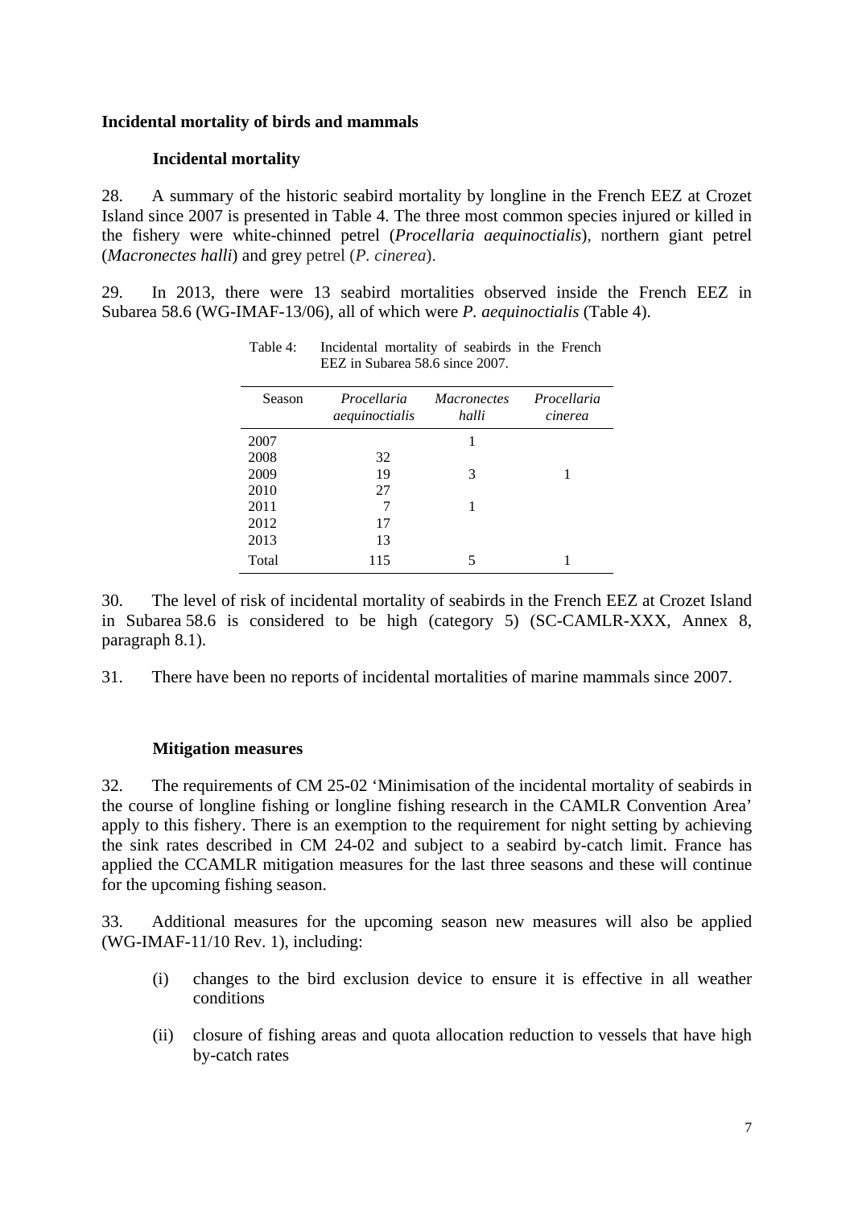## Incidental mortality of birds and mammals

### Incidental mortality

28. A summary of the historic seabird mortality by longline in the French EEZ at Crozet Island since 2007 is presented in Table 4. The three most common species injured or killed in the fishery were white-chinned petrel (***Procellaria aequinoctialis***), northern giant petrel (***Macronectes halli***) and grey petrel (*P. cinerea*).

29. In 2013, there were 13 seabird mortalities observed inside the French EEZ in Subarea 58.6 (WG-IMAF-13/06), all of which were *P. aequinoctialis* (Table 4).

Table 4: Incidental mortality of seabirds in the French EEZ in Subarea 58.6 since 2007.

| Season | *Procellaria aequinoctialis* | *Macronectes halli* | *Procellaria cinerea* |
|---|---|---|---|
| 2007 | | 1 | |
| 2008 | 32 | | |
| 2009 | 19 | 3 | 1 |
| 2010 | 27 | | |
| 2011 | 7 | 1 | |
| 2012 | 17 | | |
| 2013 | 13 | | |
| Total | 115 | 5 | 1 |

30. The level of risk of incidental mortality of seabirds in the French EEZ at Crozet Island in Subarea 58.6 is considered to be high (category 5) (SC-CAMLR-XXX, Annex 8, paragraph 8.1).

31. There have been no reports of incidental mortalities of marine mammals since 2007.

### Mitigation measures

32. The requirements of CM 25-02 'Minimisation of the incidental mortality of seabirds in the course of longline fishing or longline fishing research in the CAMLR Convention Area' apply to this fishery. There is an exemption to the requirement for night setting by achieving the sink rates described in CM 24-02 and subject to a seabird by-catch limit. France has applied the CCAMLR mitigation measures for the last three seasons and these will continue for the upcoming fishing season.

33. Additional measures for the upcoming season new measures will also be applied (WG-IMAF-11/10 Rev. 1), including:

(i) changes to the bird exclusion device to ensure it is effective in all weather conditions

(ii) closure of fishing areas and quota allocation reduction to vessels that have high by-catch rates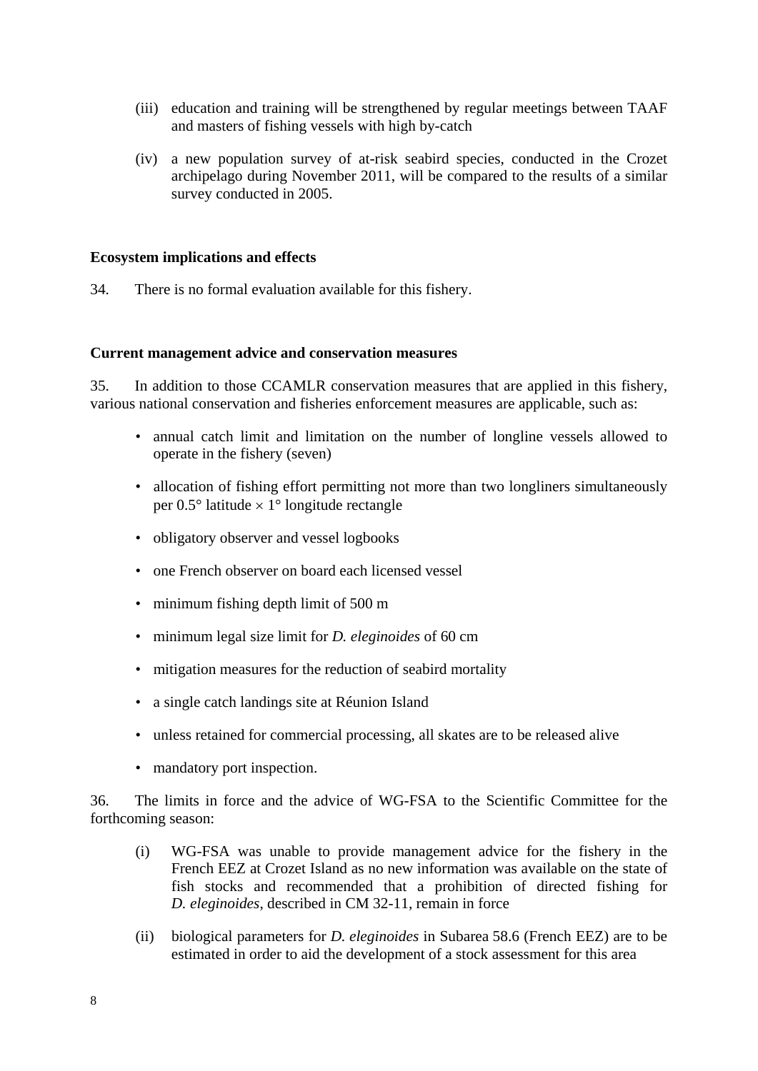(iii) education and training will be strengthened by regular meetings between TAAF and masters of fishing vessels with high by-catch

(iv) a new population survey of at-risk seabird species, conducted in the Crozet archipelago during November 2011, will be compared to the results of a similar survey conducted in 2005.

**Ecosystem implications and effects**

34. There is no formal evaluation available for this fishery.

**Current management advice and conservation measures**

35. In addition to those CCAMLR conservation measures that are applied in this fishery, various national conservation and fisheries enforcement measures are applicable, such as:

- annual catch limit and limitation on the number of longline vessels allowed to operate in the fishery (seven)
- allocation of fishing effort permitting not more than two longliners simultaneously per 0.5° latitude × 1° longitude rectangle
- obligatory observer and vessel logbooks
- one French observer on board each licensed vessel
- minimum fishing depth limit of 500 m
- minimum legal size limit for *D. eleginoides* of 60 cm
- mitigation measures for the reduction of seabird mortality
- a single catch landings site at Réunion Island
- unless retained for commercial processing, all skates are to be released alive
- mandatory port inspection.

36. The limits in force and the advice of WG-FSA to the Scientific Committee for the forthcoming season:

(i) WG-FSA was unable to provide management advice for the fishery in the French EEZ at Crozet Island as no new information was available on the state of fish stocks and recommended that a prohibition of directed fishing for *D. eleginoides*, described in CM 32-11, remain in force

(ii) biological parameters for *D. eleginoides* in Subarea 58.6 (French EEZ) are to be estimated in order to aid the development of a stock assessment for this area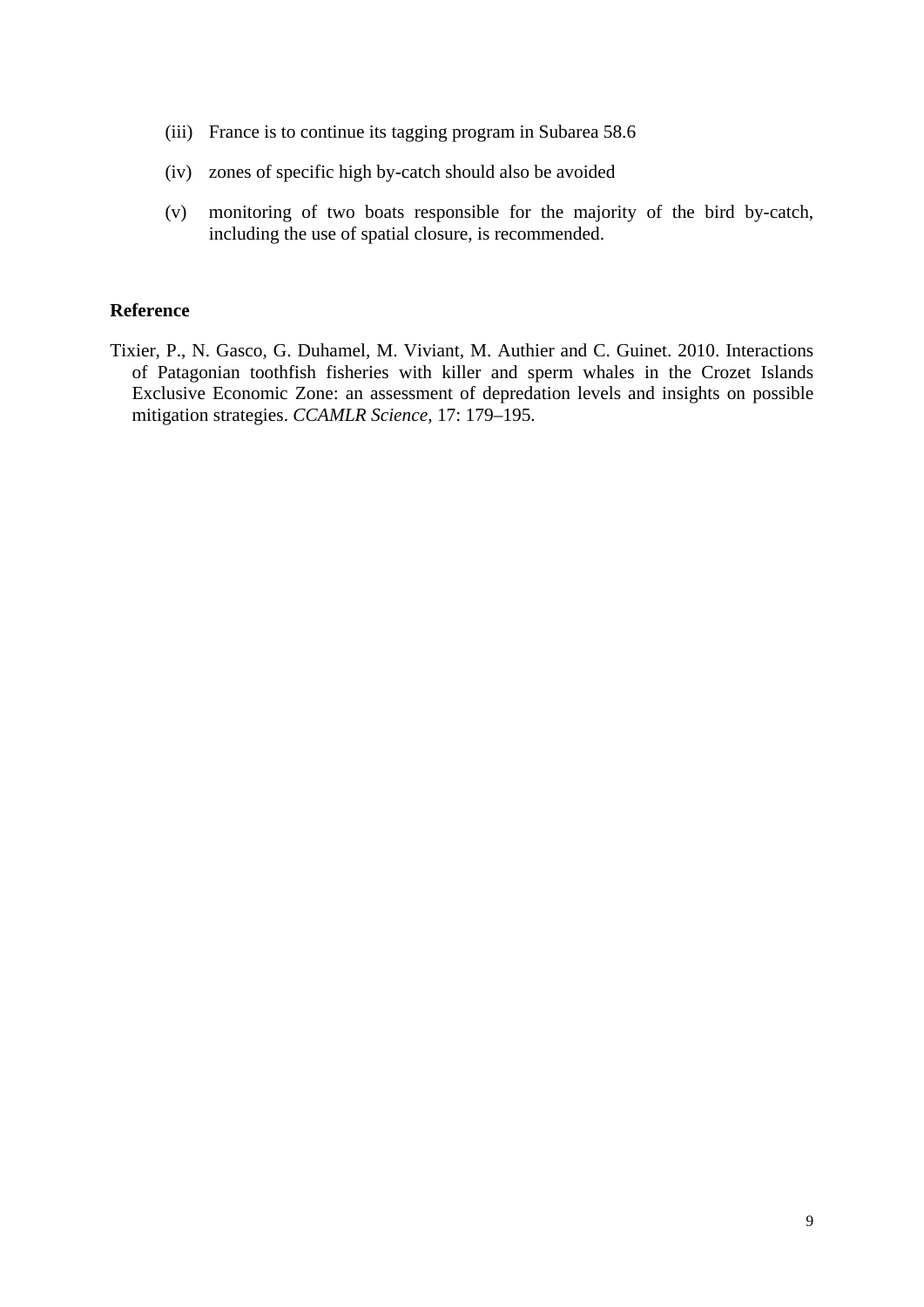(iii) France is to continue its tagging program in Subarea 58.6

(iv) zones of specific high by-catch should also be avoided

(v) monitoring of two boats responsible for the majority of the bird by-catch, including the use of spatial closure, is recommended.

## Reference

Tixier, P., N. Gasco, G. Duhamel, M. Viviant, M. Authier and C. Guinet. 2010. Interactions of Patagonian toothfish fisheries with killer and sperm whales in the Crozet Islands Exclusive Economic Zone: an assessment of depredation levels and insights on possible mitigation strategies. *CCAMLR Science*, 17: 179–195.